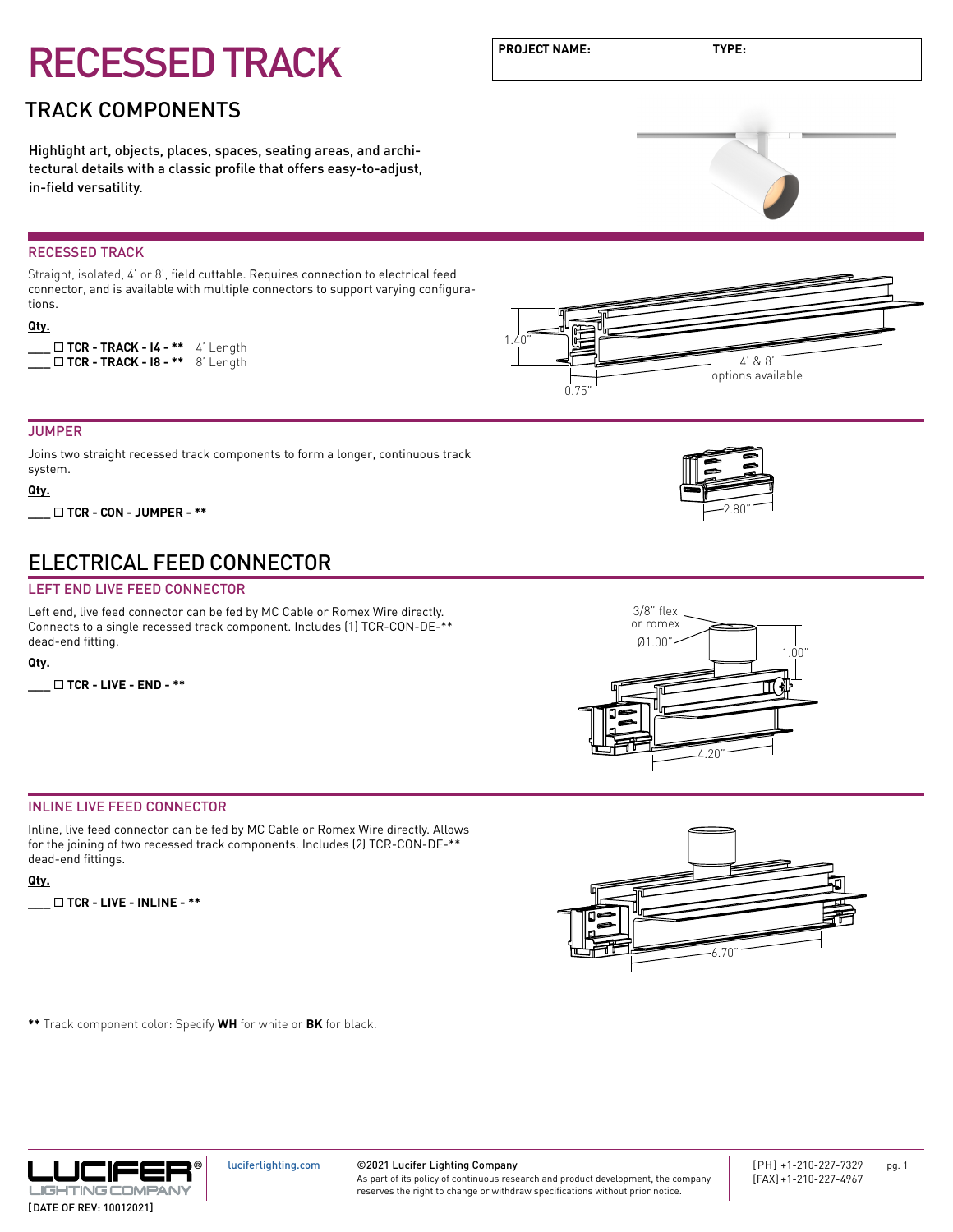# RECESSED TRACK

| PROJECT NAME: | TYPE: |
|---|---|
| | |

## TRACK COMPONENTS

Highlight art, objects, places, spaces, seating areas, and architectural details with a classic profile that offers easy-to-adjust, in-field versatility.

### RECESSED TRACK

Straight, isolated, 4' or 8', field cuttable. Requires connection to electrical feed connector, and is available with multiple connectors to support varying configurations.

**Qty.**

\_\_\_\_ ☐ **TCR - TRACK - I4 - \*\*** 4' Length
\_\_\_\_ ☐ **TCR - TRACK - I8 - \*\*** 8' Length

1.40"
0.75"
4' & 8' options available

### JUMPER

Joins two straight recessed track components to form a longer, continuous track system.

**Qty.**

\_\_\_\_ ☐ **TCR - CON - JUMPER - \*\***

2.80"

## ELECTRICAL FEED CONNECTOR

### LEFT END LIVE FEED CONNECTOR

Left end, live feed connector can be fed by MC Cable or Romex Wire directly. Connects to a single recessed track component. Includes (1) TCR-CON-DE-\*\* dead-end fitting.

**Qty.**

\_\_\_\_ ☐ **TCR - LIVE - END - \*\***

3/8" flex or romex
Ø1.00"
1.00"
4.20"

### INLINE LIVE FEED CONNECTOR

Inline, live feed connector can be fed by MC Cable or Romex Wire directly. Allows for the joining of two recessed track components. Includes (2) TCR-CON-DE-\*\* dead-end fittings.

**Qty.**

\_\_\_\_ ☐ **TCR - LIVE - INLINE - \*\***

6.70"

**\*\*** Track component color: Specify **WH** for white or **BK** for black.

LUCIFER® LIGHTING COMPANY
[DATE OF REV: 10012021]

luciferlighting.com

©2021 Lucifer Lighting Company
As part of its policy of continuous research and product development, the company reserves the right to change or withdraw specifications without prior notice.

[PH] +1-210-227-7329
[FAX] +1-210-227-4967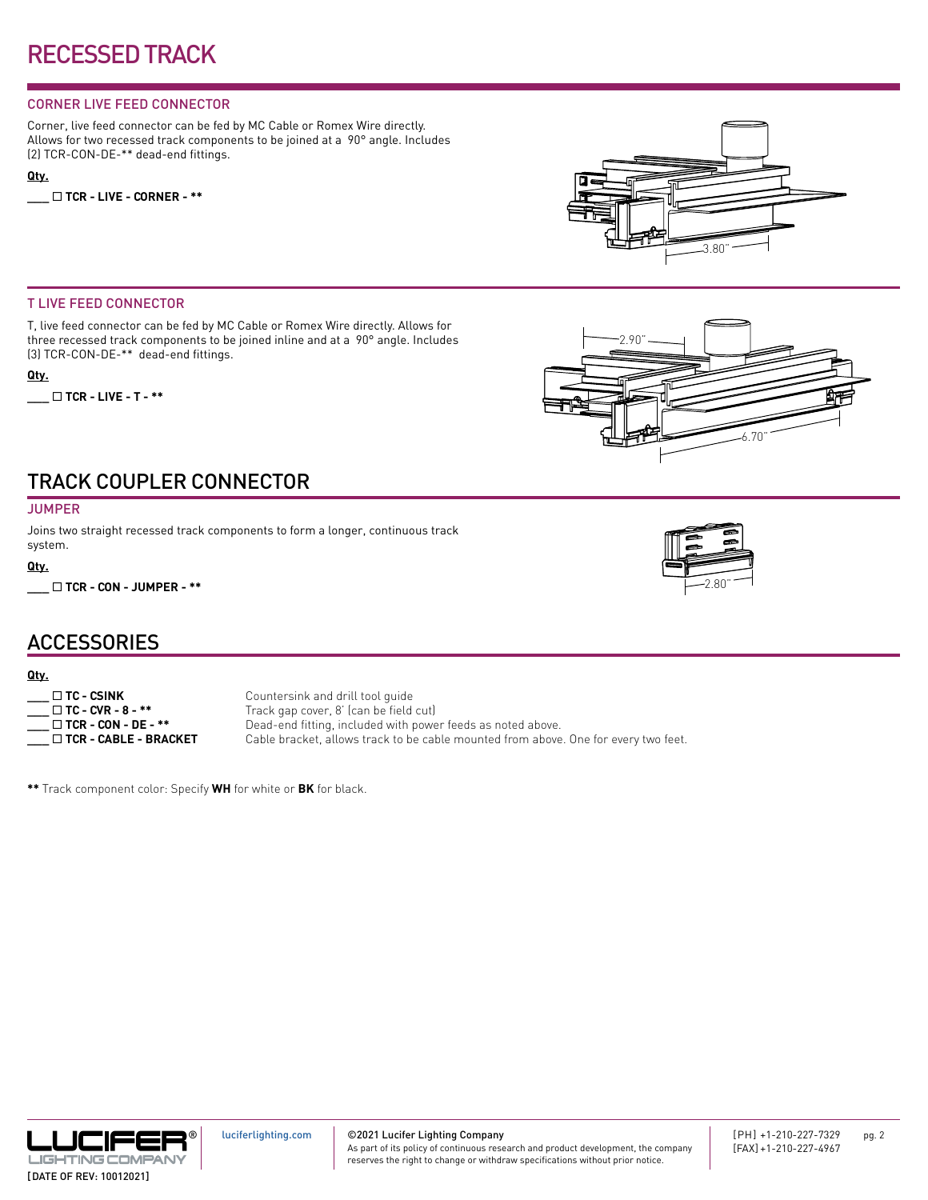# RECESSED TRACK

## CORNER LIVE FEED CONNECTOR

Corner, live feed connector can be fed by MC Cable or Romex Wire directly. Allows for two recessed track components to be joined at a 90° angle. Includes (2) TCR-CON-DE-** dead-end fittings.

**Qty.**

___ ☐ **TCR - LIVE - CORNER - ****

3.80"

## T LIVE FEED CONNECTOR

T, live feed connector can be fed by MC Cable or Romex Wire directly. Allows for three recessed track components to be joined inline and at a 90° angle. Includes (3) TCR-CON-DE-** dead-end fittings.

**Qty.**

___ ☐ **TCR - LIVE - T - ****

2.90"

6.70"

# TRACK COUPLER CONNECTOR

## JUMPER

Joins two straight recessed track components to form a longer, continuous track system.

**Qty.**

___ ☐ **TCR - CON - JUMPER - ****

2.80"

# ACCESSORIES

**Qty.**

| | |
|---|---|
| ___ ☐ **TC - CSINK** | Countersink and drill tool guide |
| ___ ☐ **TC - CVR - 8 - **** | Track gap cover, 8' (can be field cut) |
| ___ ☐ **TCR - CON - DE - **** | Dead-end fitting, included with power feeds as noted above. |
| ___ ☐ **TCR - CABLE - BRACKET** | Cable bracket, allows track to be cable mounted from above. One for every two feet. |

**\*\*** Track component color: Specify **WH** for white or **BK** for black.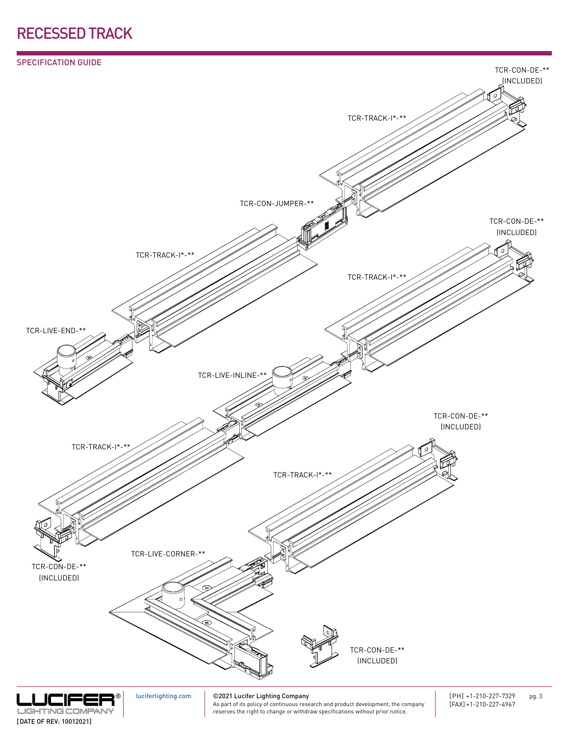# RECESSED TRACK

## SPECIFICATION GUIDE

TCR-CON-DE-**
(INCLUDED)

TCR-TRACK-I*-**

TCR-CON-JUMPER-**

TCR-CON-DE-**
(INCLUDED)

TCR-TRACK-I*-**

TCR-TRACK-I*-**

TCR-LIVE-END-**

TCR-LIVE-INLINE-**

TCR-CON-DE-**
(INCLUDED)

TCR-TRACK-I*-**

TCR-TRACK-I*-**

TCR-LIVE-CORNER-**

TCR-CON-DE-**
(INCLUDED)

TCR-CON-DE-**
(INCLUDED)

LUCIFER® LIGHTING COMPANY

[DATE OF REV: 10012021]

luciferlighting.com

©2021 Lucifer Lighting Company
As part of its policy of continuous research and product development, the company reserves the right to change or withdraw specifications without prior notice.

[PH] +1-210-227-7329
[FAX] +1-210-227-4967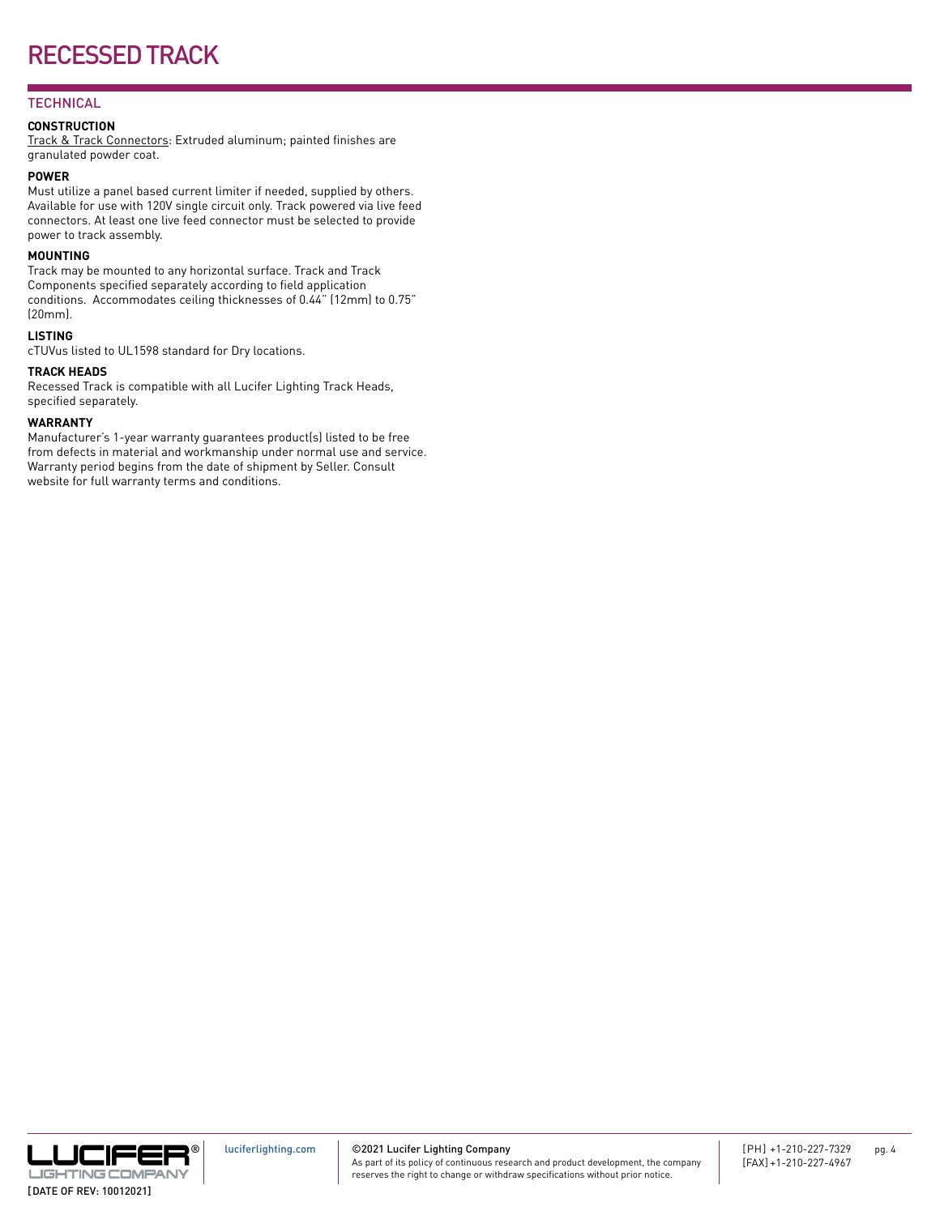# RECESSED TRACK

## TECHNICAL

**CONSTRUCTION**

Track & Track Connectors: Extruded aluminum; painted finishes are granulated powder coat.

**POWER**

Must utilize a panel based current limiter if needed, supplied by others. Available for use with 120V single circuit only. Track powered via live feed connectors. At least one live feed connector must be selected to provide power to track assembly.

**MOUNTING**

Track may be mounted to any horizontal surface. Track and Track Components specified separately according to field application conditions. Accommodates ceiling thicknesses of 0.44" (12mm) to 0.75" (20mm).

**LISTING**

cTUVus listed to UL1598 standard for Dry locations.

**TRACK HEADS**

Recessed Track is compatible with all Lucifer Lighting Track Heads, specified separately.

**WARRANTY**

Manufacturer's 1-year warranty guarantees product(s) listed to be free from defects in material and workmanship under normal use and service. Warranty period begins from the date of shipment by Seller. Consult website for full warranty terms and conditions.